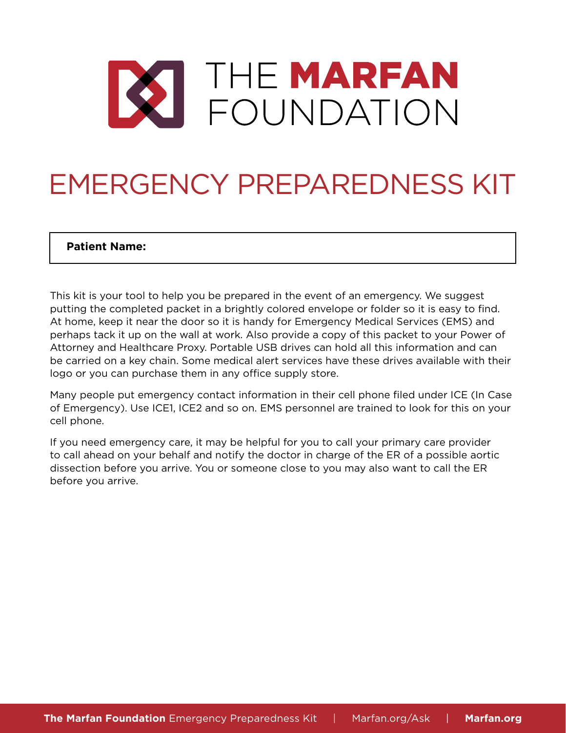# THE MARFAN FOUNDATION

# EMERGENCY PREPAREDNESS KIT

| **Patient Name:** |
|---|

This kit is your tool to help you be prepared in the event of an emergency. We suggest putting the completed packet in a brightly colored envelope or folder so it is easy to find. At home, keep it near the door so it is handy for Emergency Medical Services (EMS) and perhaps tack it up on the wall at work. Also provide a copy of this packet to your Power of Attorney and Healthcare Proxy. Portable USB drives can hold all this information and can be carried on a key chain. Some medical alert services have these drives available with their logo or you can purchase them in any office supply store.

Many people put emergency contact information in their cell phone filed under ICE (In Case of Emergency). Use ICE1, ICE2 and so on. EMS personnel are trained to look for this on your cell phone.

If you need emergency care, it may be helpful for you to call your primary care provider to call ahead on your behalf and notify the doctor in charge of the ER of a possible aortic dissection before you arrive. You or someone close to you may also want to call the ER before you arrive.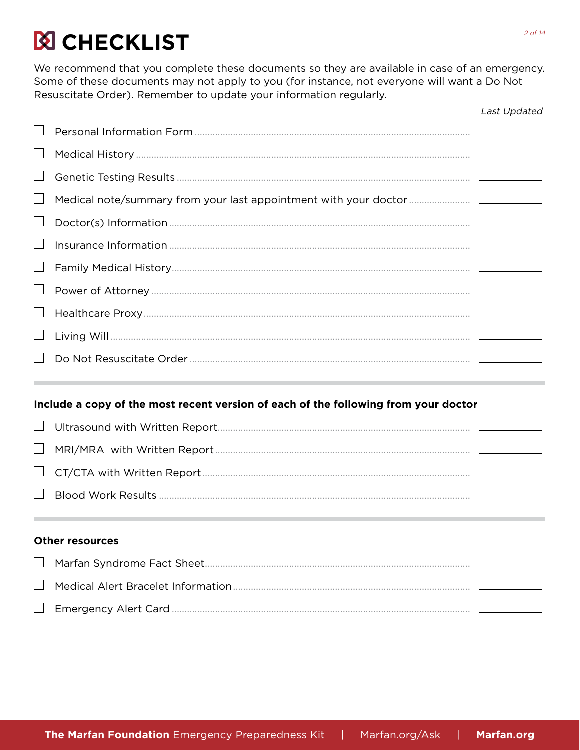# CHECKLIST

We recommend that you complete these documents so they are available in case of an emergency. Some of these documents may not apply to you (for instance, not everyone will want a Do Not Resuscitate Order). Remember to update your information regularly.

| | Document | *Last Updated* |
|---|---|---|
| ☐ | Personal Information Form | ________ |
| ☐ | Medical History | ________ |
| ☐ | Genetic Testing Results | ________ |
| ☐ | Medical note/summary from your last appointment with your doctor | ________ |
| ☐ | Doctor(s) Information | ________ |
| ☐ | Insurance Information | ________ |
| ☐ | Family Medical History | ________ |
| ☐ | Power of Attorney | ________ |
| ☐ | Healthcare Proxy | ________ |
| ☐ | Living Will | ________ |
| ☐ | Do Not Resuscitate Order | ________ |

**Include a copy of the most recent version of each of the following from your doctor**

| | Document | *Last Updated* |
|---|---|---|
| ☐ | Ultrasound with Written Report | ________ |
| ☐ | MRI/MRA with Written Report | ________ |
| ☐ | CT/CTA with Written Report | ________ |
| ☐ | Blood Work Results | ________ |

**Other resources**

| | Document | *Last Updated* |
|---|---|---|
| ☐ | Marfan Syndrome Fact Sheet | ________ |
| ☐ | Medical Alert Bracelet Information | ________ |
| ☐ | Emergency Alert Card | ________ |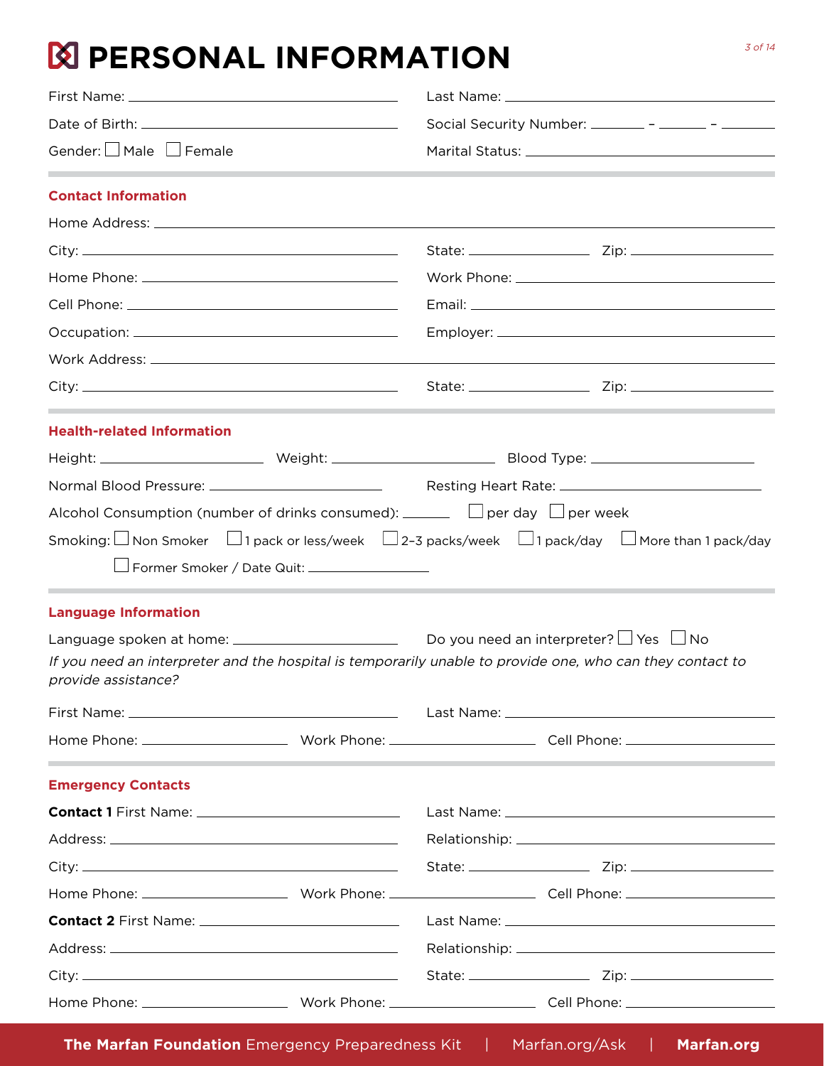# PERSONAL INFORMATION

First Name: ______________________ Last Name: ______________________

Date of Birth: ______________________ Social Security Number: ______ - ______ - ______

Gender: ☐ Male ☐ Female Marital Status: ______________________

## Contact Information

Home Address: ______________________

City: ______________________ State: ____________ Zip: ____________

Home Phone: ______________________ Work Phone: ______________________

Cell Phone: ______________________ Email: ______________________

Occupation: ______________________ Employer: ______________________

Work Address: ______________________

City: ______________________ State: ____________ Zip: ____________

## Health-related Information

Height: ____________ Weight: ____________ Blood Type: ____________

Normal Blood Pressure: ____________ Resting Heart Rate: ____________

Alcohol Consumption (number of drinks consumed): ______ ☐ per day ☐ per week

Smoking: ☐ Non Smoker ☐ 1 pack or less/week ☐ 2–3 packs/week ☐ 1 pack/day ☐ More than 1 pack/day

☐ Former Smoker / Date Quit: ____________

## Language Information

Language spoken at home: ______________________ Do you need an interpreter? ☐ Yes ☐ No

*If you need an interpreter and the hospital is temporarily unable to provide one, who can they contact to provide assistance?*

First Name: ______________________ Last Name: ______________________

Home Phone: ____________ Work Phone: ____________ Cell Phone: ____________

## Emergency Contacts

**Contact 1** First Name: ______________________ Last Name: ______________________

Address: ______________________ Relationship: ______________________

City: ______________________ State: ____________ Zip: ____________

Home Phone: ____________ Work Phone: ____________ Cell Phone: ____________

**Contact 2** First Name: ______________________ Last Name: ______________________

Address: ______________________ Relationship: ______________________

City: ______________________ State: ____________ Zip: ____________

Home Phone: ____________ Work Phone: ____________ Cell Phone: ____________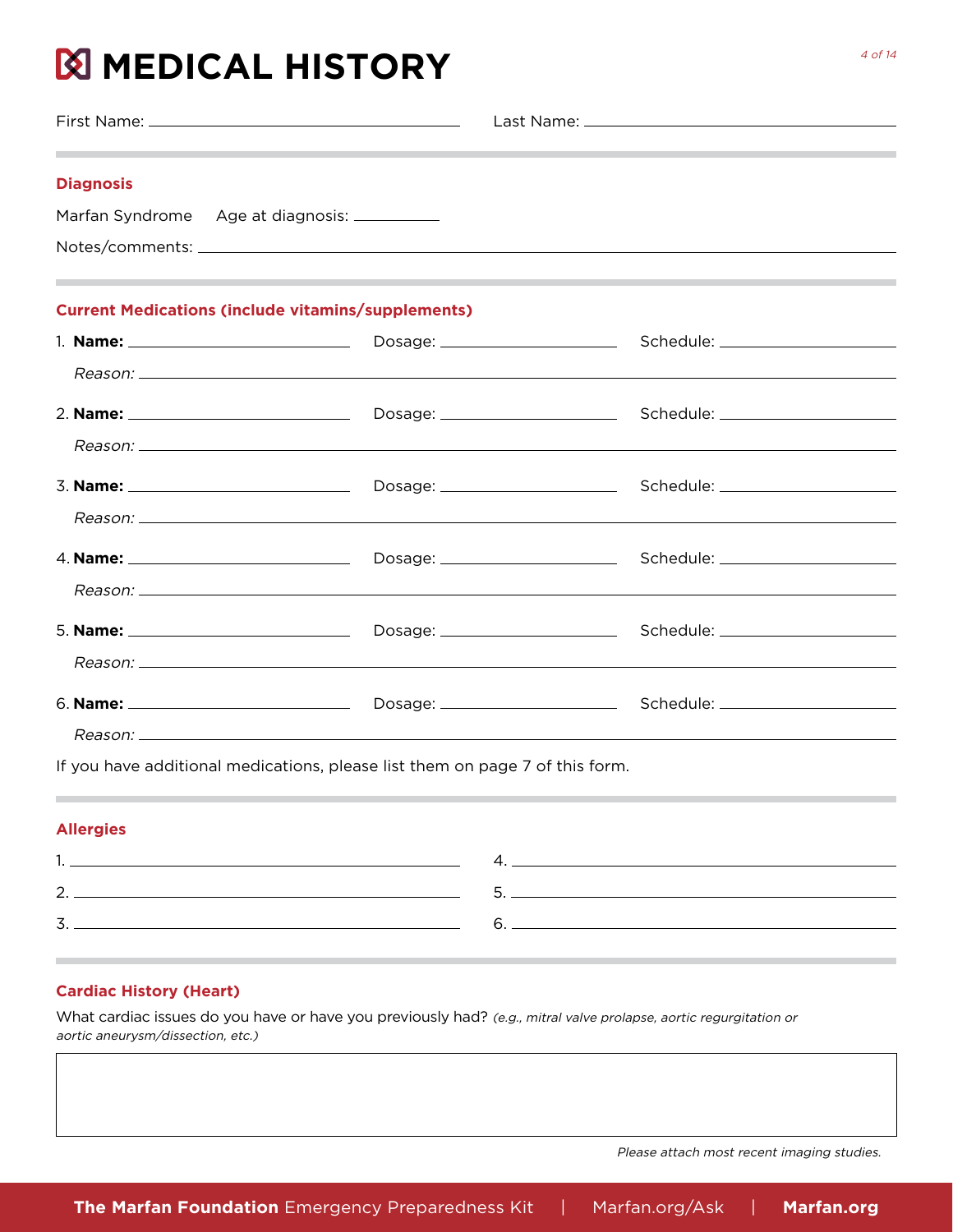# MEDICAL HISTORY

First Name: ______________________ Last Name: ______________________

## Diagnosis

Marfan Syndrome Age at diagnosis: __________

Notes/comments: ______________________

## Current Medications (include vitamins/supplements)

1. **Name:** ____________ Dosage: ____________ Schedule: ____________

   *Reason:* ______________________

2. **Name:** ____________ Dosage: ____________ Schedule: ____________

   *Reason:* ______________________

3. **Name:** ____________ Dosage: ____________ Schedule: ____________

   *Reason:* ______________________

4. **Name:** ____________ Dosage: ____________ Schedule: ____________

   *Reason:* ______________________

5. **Name:** ____________ Dosage: ____________ Schedule: ____________

   *Reason:* ______________________

6. **Name:** ____________ Dosage: ____________ Schedule: ____________

   *Reason:* ______________________

If you have additional medications, please list them on page 7 of this form.

## Allergies

1. ______________________
2. ______________________
3. ______________________
4. ______________________
5. ______________________
6. ______________________

## Cardiac History (Heart)

What cardiac issues do you have or have you previously had? *(e.g., mitral valve prolapse, aortic regurgitation or aortic aneurysm/dissection, etc.)*

| |
|---|
| |

*Please attach most recent imaging studies.*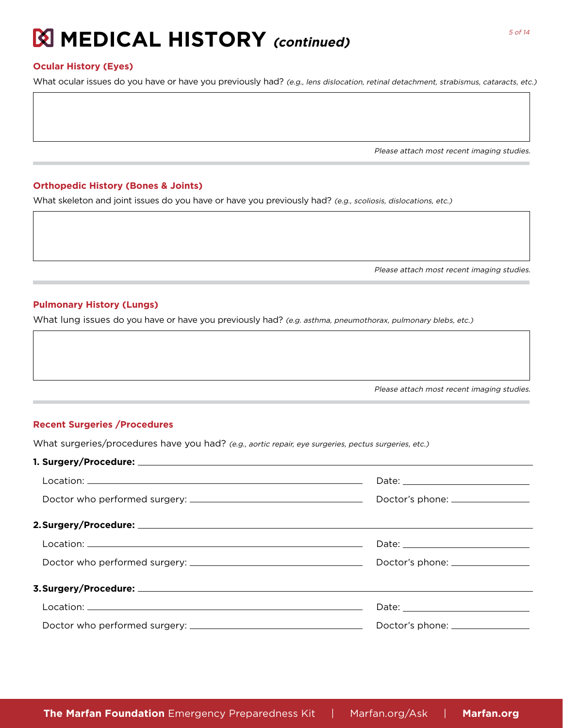# MEDICAL HISTORY *(continued)*

## Ocular History (Eyes)

What ocular issues do you have or have you previously had? *(e.g., lens dislocation, retinal detachment, strabismus, cataracts, etc.)*

*Please attach most recent imaging studies.*

## Orthopedic History (Bones & Joints)

What skeleton and joint issues do you have or have you previously had? *(e.g., scoliosis, dislocations, etc.)*

*Please attach most recent imaging studies.*

## Pulmonary History (Lungs)

What lung issues do you have or have you previously had? *(e.g. asthma, pneumothorax, pulmonary blebs, etc.)*

*Please attach most recent imaging studies.*

## Recent Surgeries /Procedures

What surgeries/procedures have you had? *(e.g., aortic repair, eye surgeries, pectus surgeries, etc.)*

**1. Surgery/Procedure:** ______________________

Location: ______________________ Date: ______________________

Doctor who performed surgery: ______________________ Doctor's phone: ______________________

**2. Surgery/Procedure:** ______________________

Location: ______________________ Date: ______________________

Doctor who performed surgery: ______________________ Doctor's phone: ______________________

**3. Surgery/Procedure:** ______________________

Location: ______________________ Date: ______________________

Doctor who performed surgery: ______________________ Doctor's phone: ______________________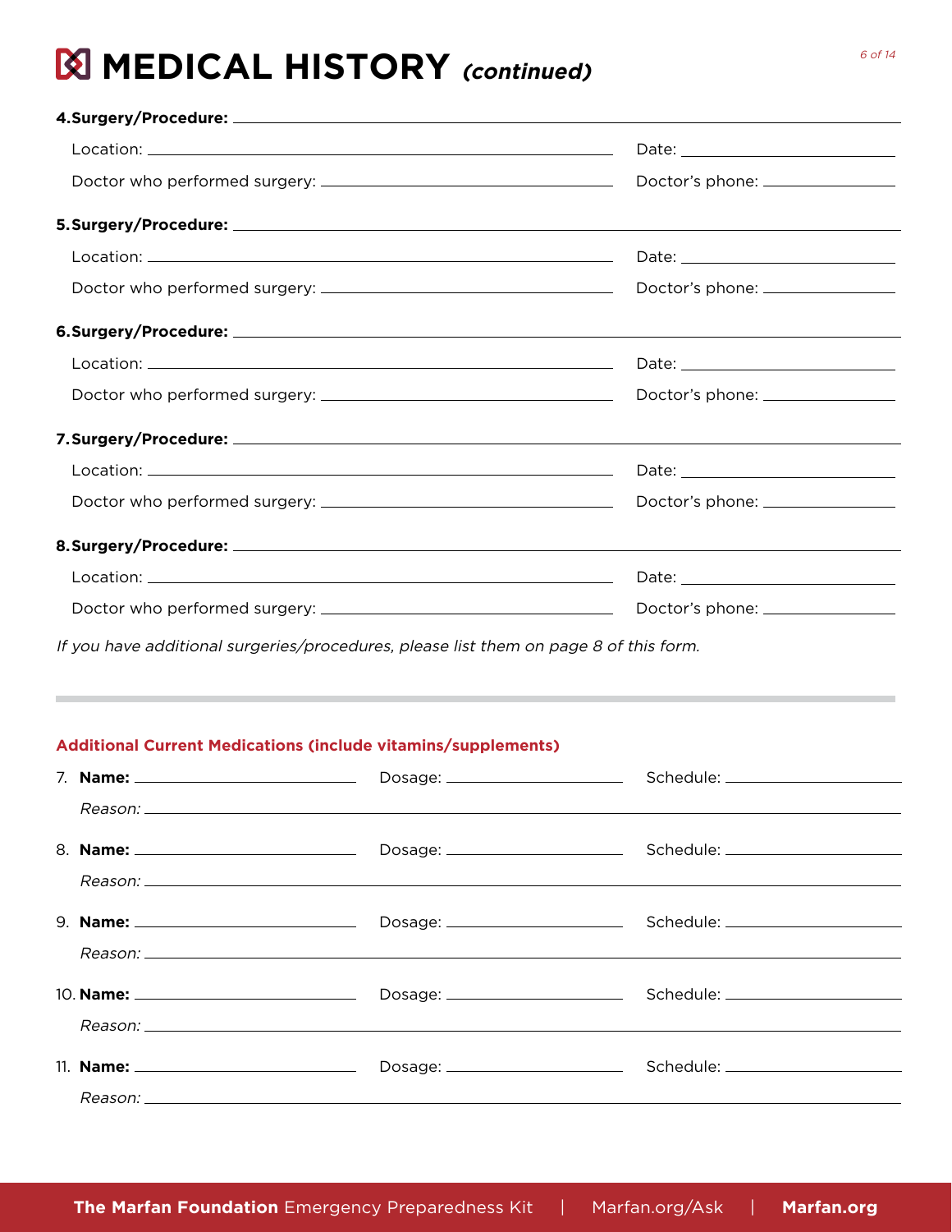# MEDICAL HISTORY *(continued)*

**4. Surgery/Procedure:** ______________________________

Location: ______________________________ Date: ______________

Doctor who performed surgery: ______________________ Doctor's phone: ______________

**5. Surgery/Procedure:** ______________________________

Location: ______________________________ Date: ______________

Doctor who performed surgery: ______________________ Doctor's phone: ______________

**6. Surgery/Procedure:** ______________________________

Location: ______________________________ Date: ______________

Doctor who performed surgery: ______________________ Doctor's phone: ______________

**7. Surgery/Procedure:** ______________________________

Location: ______________________________ Date: ______________

Doctor who performed surgery: ______________________ Doctor's phone: ______________

**8. Surgery/Procedure:** ______________________________

Location: ______________________________ Date: ______________

Doctor who performed surgery: ______________________ Doctor's phone: ______________

*If you have additional surgeries/procedures, please list them on page 8 of this form.*

## Additional Current Medications (include vitamins/supplements)

7. **Name:** ______________ Dosage: ______________ Schedule: ______________

   *Reason:* ______________________________

8. **Name:** ______________ Dosage: ______________ Schedule: ______________

   *Reason:* ______________________________

9. **Name:** ______________ Dosage: ______________ Schedule: ______________

   *Reason:* ______________________________

10. **Name:** ______________ Dosage: ______________ Schedule: ______________

    *Reason:* ______________________________

11. **Name:** ______________ Dosage: ______________ Schedule: ______________

    *Reason:* ______________________________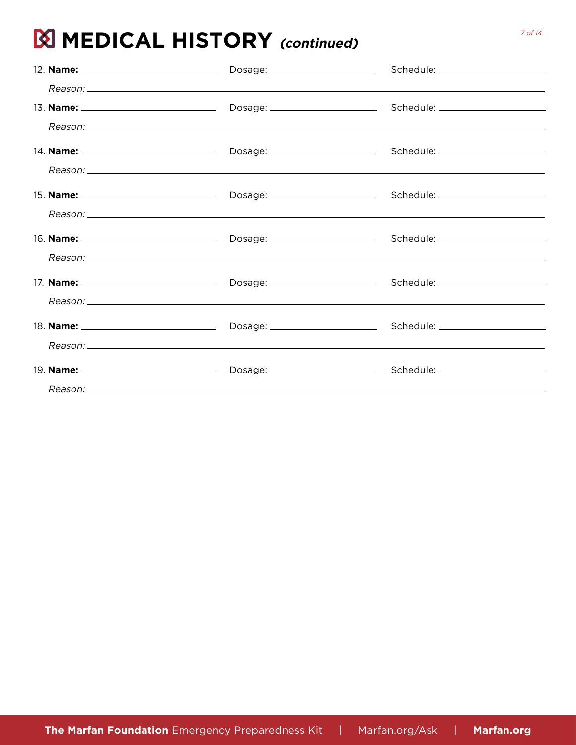# MEDICAL HISTORY *(continued)*

12. **Name:** ________________ Dosage: ________________ Schedule: ________________

    *Reason:* ________________

13. **Name:** ________________ Dosage: ________________ Schedule: ________________

    *Reason:* ________________

14. **Name:** ________________ Dosage: ________________ Schedule: ________________

    *Reason:* ________________

15. **Name:** ________________ Dosage: ________________ Schedule: ________________

    *Reason:* ________________

16. **Name:** ________________ Dosage: ________________ Schedule: ________________

    *Reason:* ________________

17. **Name:** ________________ Dosage: ________________ Schedule: ________________

    *Reason:* ________________

18. **Name:** ________________ Dosage: ________________ Schedule: ________________

    *Reason:* ________________

19. **Name:** ________________ Dosage: ________________ Schedule: ________________

    *Reason:* ________________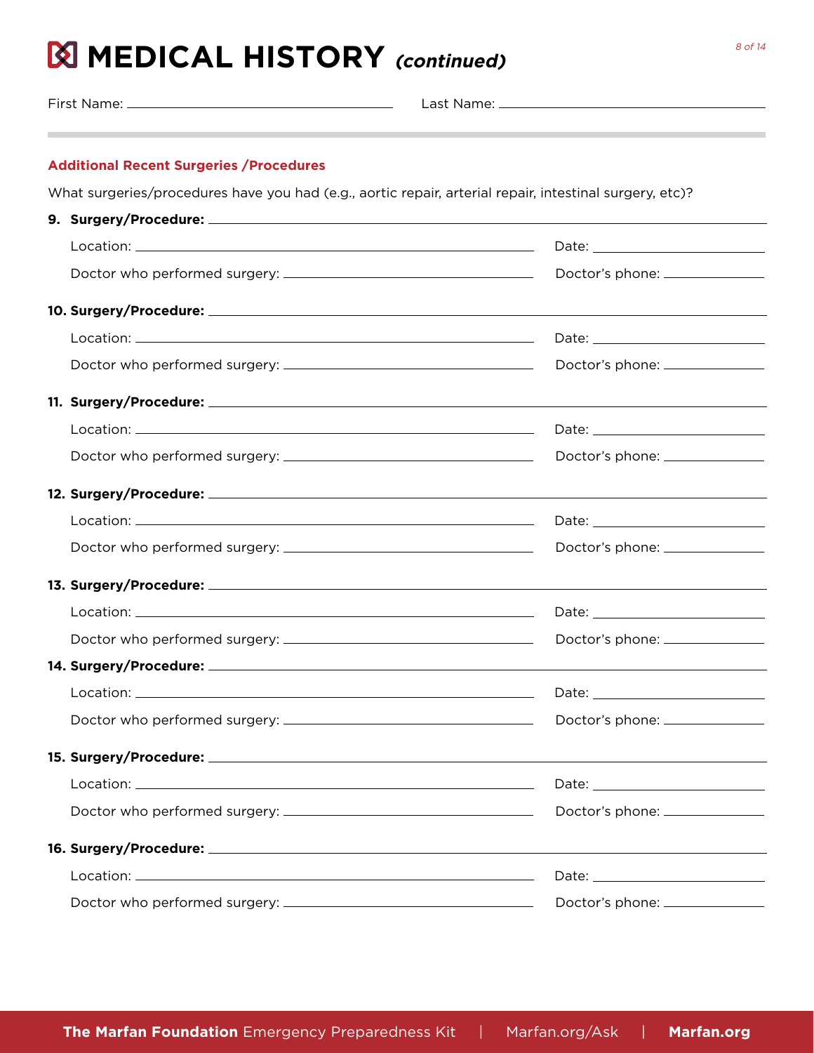# MEDICAL HISTORY *(continued)*

First Name: ______________________ Last Name: ______________________

**Additional Recent Surgeries /Procedures**

What surgeries/procedures have you had (e.g., aortic repair, arterial repair, intestinal surgery, etc)?

**9. Surgery/Procedure:** ______________________

Location: ______________________ Date: ______________________

Doctor who performed surgery: ______________________ Doctor's phone: ______________________

**10. Surgery/Procedure:** ______________________

Location: ______________________ Date: ______________________

Doctor who performed surgery: ______________________ Doctor's phone: ______________________

**11. Surgery/Procedure:** ______________________

Location: ______________________ Date: ______________________

Doctor who performed surgery: ______________________ Doctor's phone: ______________________

**12. Surgery/Procedure:** ______________________

Location: ______________________ Date: ______________________

Doctor who performed surgery: ______________________ Doctor's phone: ______________________

**13. Surgery/Procedure:** ______________________

Location: ______________________ Date: ______________________

Doctor who performed surgery: ______________________ Doctor's phone: ______________________

**14. Surgery/Procedure:** ______________________

Location: ______________________ Date: ______________________

Doctor who performed surgery: ______________________ Doctor's phone: ______________________

**15. Surgery/Procedure:** ______________________

Location: ______________________ Date: ______________________

Doctor who performed surgery: ______________________ Doctor's phone: ______________________

**16. Surgery/Procedure:** ______________________

Location: ______________________ Date: ______________________

Doctor who performed surgery: ______________________ Doctor's phone: ______________________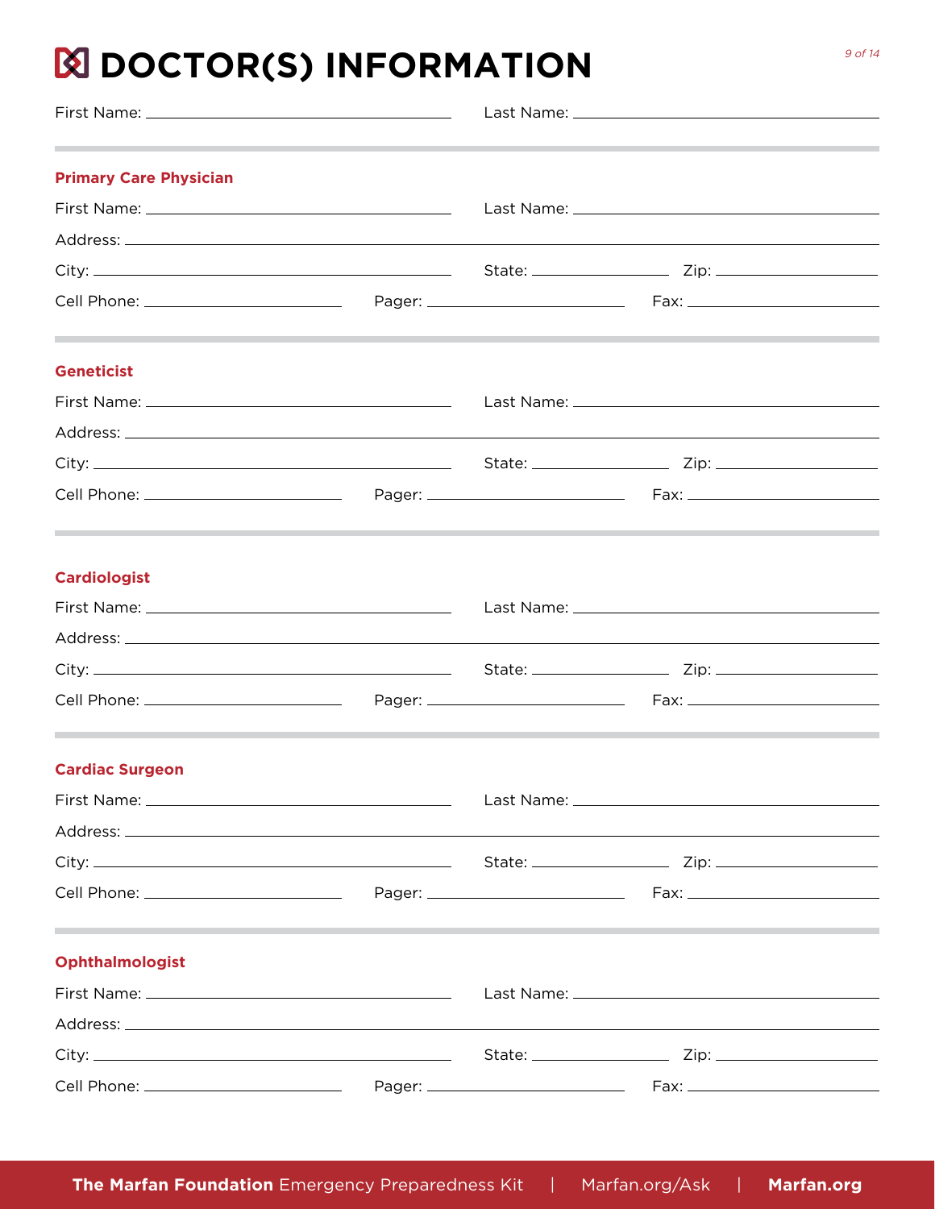# DOCTOR(S) INFORMATION

First Name: ______________________ Last Name: ______________________

---

### Primary Care Physician

First Name: ______________________ Last Name: ______________________

Address: ______________________________________________

City: ______________________ State: __________ Zip: __________

Cell Phone: ______________ Pager: ______________ Fax: ______________

---

### Geneticist

First Name: ______________________ Last Name: ______________________

Address: ______________________________________________

City: ______________________ State: __________ Zip: __________

Cell Phone: ______________ Pager: ______________ Fax: ______________

---

### Cardiologist

First Name: ______________________ Last Name: ______________________

Address: ______________________________________________

City: ______________________ State: __________ Zip: __________

Cell Phone: ______________ Pager: ______________ Fax: ______________

---

### Cardiac Surgeon

First Name: ______________________ Last Name: ______________________

Address: ______________________________________________

City: ______________________ State: __________ Zip: __________

Cell Phone: ______________ Pager: ______________ Fax: ______________

---

### Ophthalmologist

First Name: ______________________ Last Name: ______________________

Address: ______________________________________________

City: ______________________ State: __________ Zip: __________

Cell Phone: ______________ Pager: ______________ Fax: ______________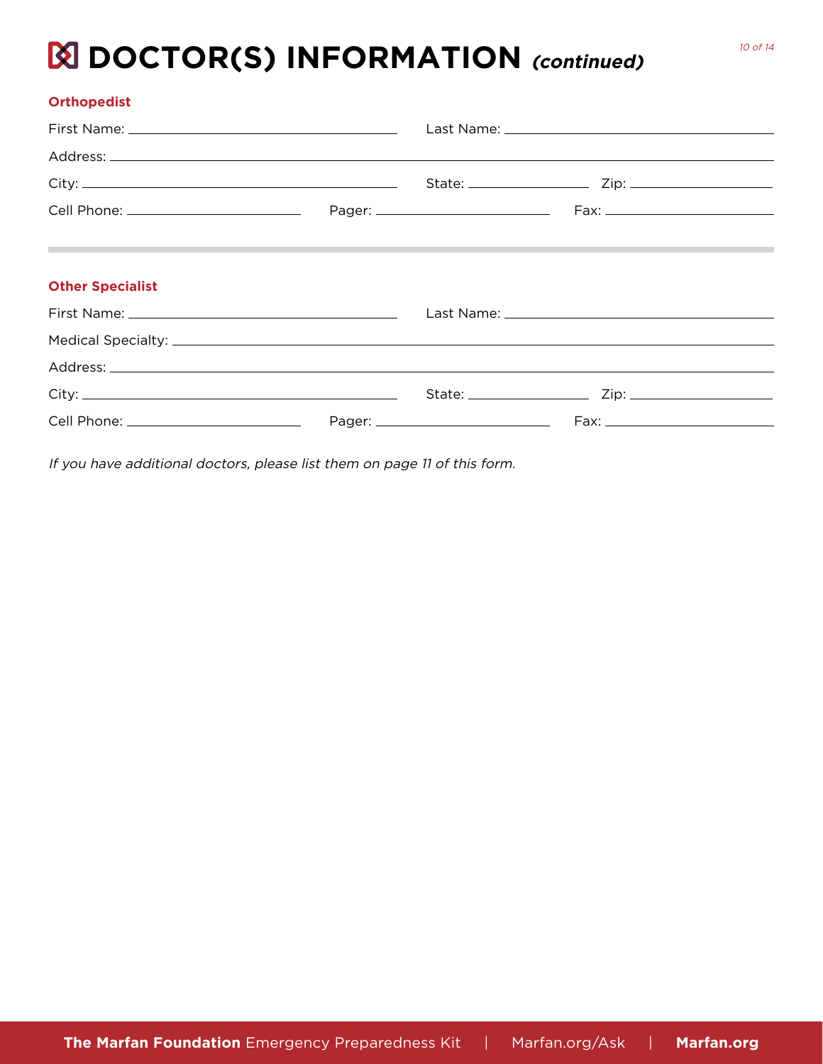# DOCTOR(S) INFORMATION *(continued)*

### Orthopedist

First Name: ______________________ Last Name: ______________________

Address: ______________________

City: ______________________ State: __________ Zip: __________

Cell Phone: __________ Pager: __________ Fax: __________

---

### Other Specialist

First Name: ______________________ Last Name: ______________________

Medical Specialty: ______________________

Address: ______________________

City: ______________________ State: __________ Zip: __________

Cell Phone: __________ Pager: __________ Fax: __________

*If you have additional doctors, please list them on page 11 of this form.*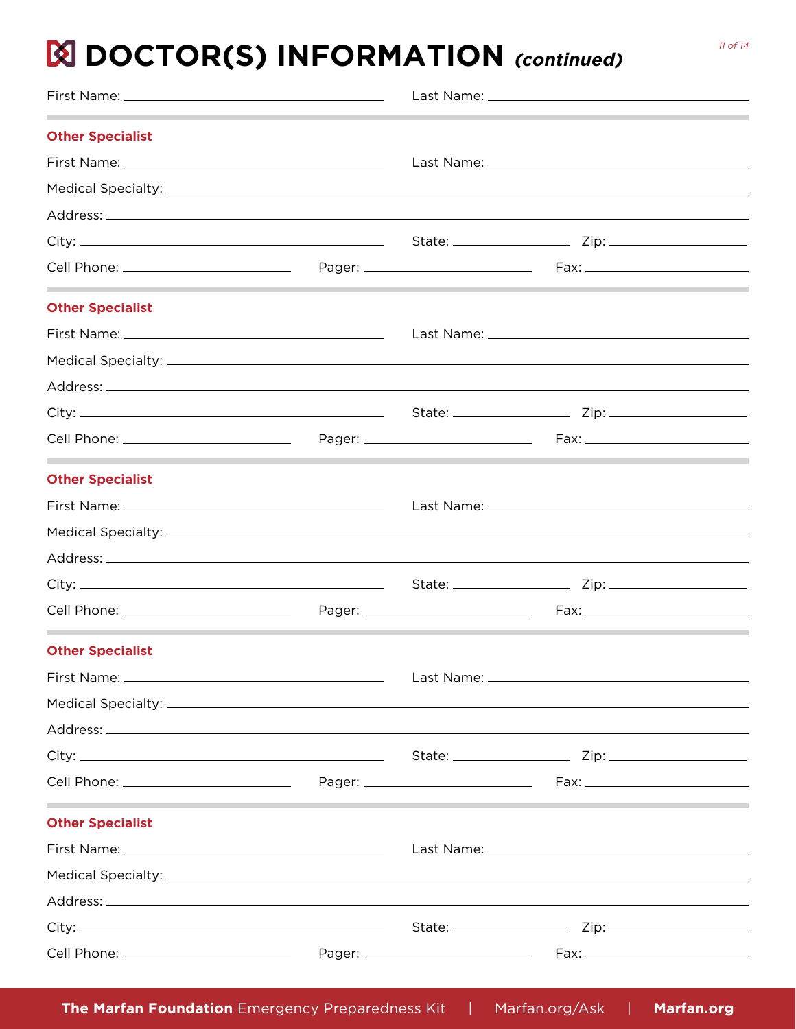# DOCTOR(S) INFORMATION *(continued)*

First Name: ______________________ Last Name: ______________________

**Other Specialist**

First Name: ______________________ Last Name: ______________________

Medical Specialty: ______________________

Address: ______________________

City: ______________________ State: __________ Zip: __________

Cell Phone: ______________ Pager: ______________ Fax: ______________

**Other Specialist**

First Name: ______________________ Last Name: ______________________

Medical Specialty: ______________________

Address: ______________________

City: ______________________ State: __________ Zip: __________

Cell Phone: ______________ Pager: ______________ Fax: ______________

**Other Specialist**

First Name: ______________________ Last Name: ______________________

Medical Specialty: ______________________

Address: ______________________

City: ______________________ State: __________ Zip: __________

Cell Phone: ______________ Pager: ______________ Fax: ______________

**Other Specialist**

First Name: ______________________ Last Name: ______________________

Medical Specialty: ______________________

Address: ______________________

City: ______________________ State: __________ Zip: __________

Cell Phone: ______________ Pager: ______________ Fax: ______________

**Other Specialist**

First Name: ______________________ Last Name: ______________________

Medical Specialty: ______________________

Address: ______________________

City: ______________________ State: __________ Zip: __________

Cell Phone: ______________ Pager: ______________ Fax: ______________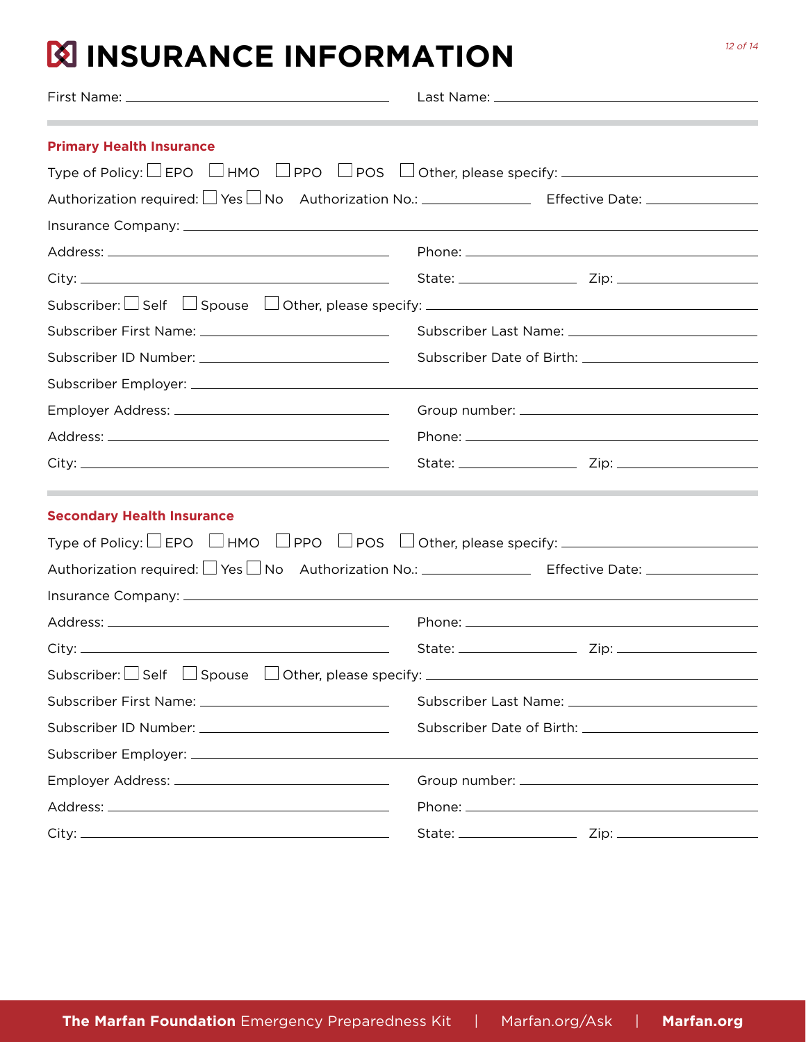# INSURANCE INFORMATION

First Name: ______________________ Last Name: ______________________

## Primary Health Insurance

Type of Policy: ☐ EPO ☐ HMO ☐ PPO ☐ POS ☐ Other, please specify: ______________________

Authorization required: ☐ Yes ☐ No Authorization No.: ____________ Effective Date: ____________

Insurance Company: ______________________

Address: ______________________ Phone: ______________________

City: ______________________ State: ____________ Zip: ____________

Subscriber: ☐ Self ☐ Spouse ☐ Other, please specify: ______________________

Subscriber First Name: ______________________ Subscriber Last Name: ______________________

Subscriber ID Number: ______________________ Subscriber Date of Birth: ______________________

Subscriber Employer: ______________________

Employer Address: ______________________ Group number: ______________________

Address: ______________________ Phone: ______________________

City: ______________________ State: ____________ Zip: ____________

## Secondary Health Insurance

Type of Policy: ☐ EPO ☐ HMO ☐ PPO ☐ POS ☐ Other, please specify: ______________________

Authorization required: ☐ Yes ☐ No Authorization No.: ____________ Effective Date: ____________

Insurance Company: ______________________

Address: ______________________ Phone: ______________________

City: ______________________ State: ____________ Zip: ____________

Subscriber: ☐ Self ☐ Spouse ☐ Other, please specify: ______________________

Subscriber First Name: ______________________ Subscriber Last Name: ______________________

Subscriber ID Number: ______________________ Subscriber Date of Birth: ______________________

Subscriber Employer: ______________________

Employer Address: ______________________ Group number: ______________________

Address: ______________________ Phone: ______________________

City: ______________________ State: ____________ Zip: ____________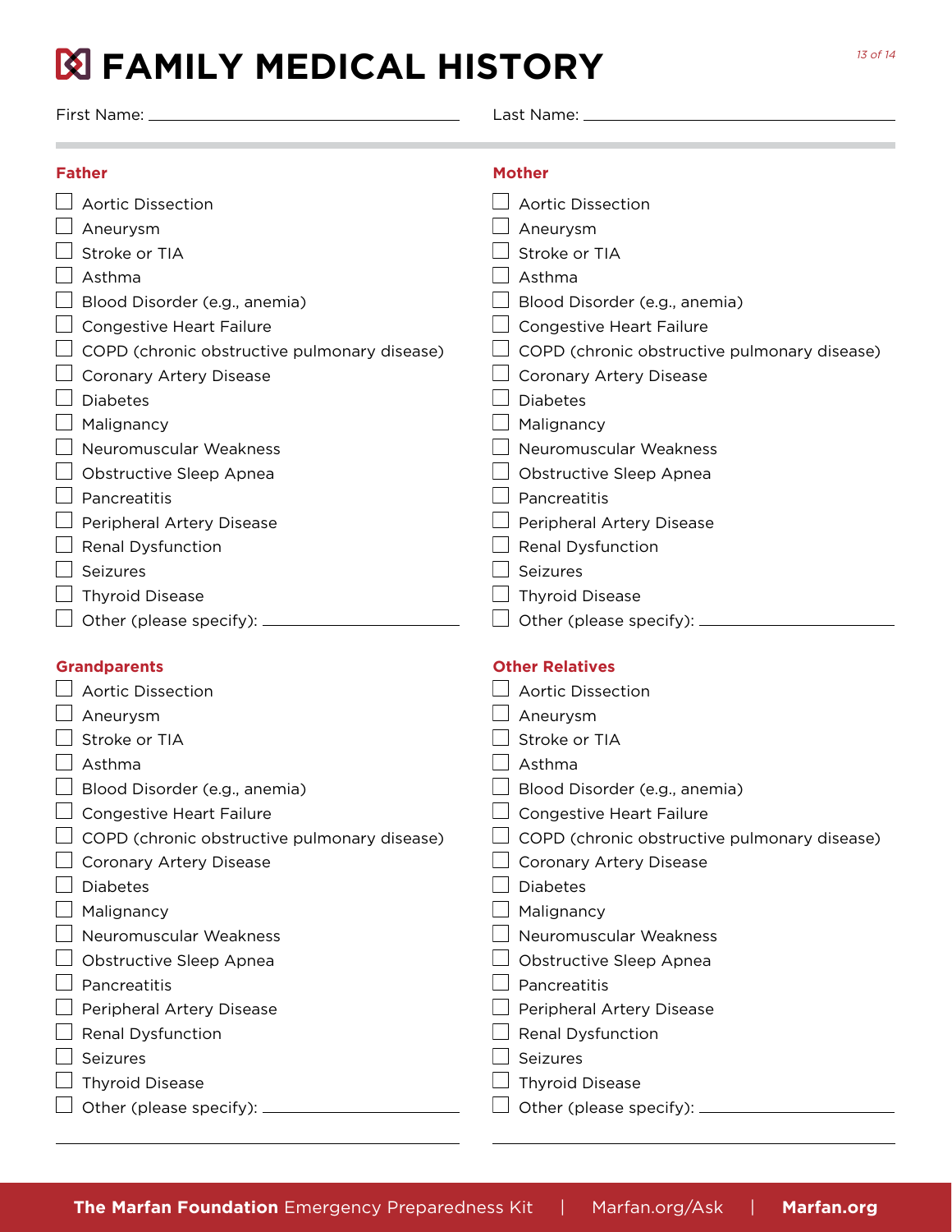# FAMILY MEDICAL HISTORY

First Name: ______________________ Last Name: ______________________

**Father**

- [ ] Aortic Dissection
- [ ] Aneurysm
- [ ] Stroke or TIA
- [ ] Asthma
- [ ] Blood Disorder (e.g., anemia)
- [ ] Congestive Heart Failure
- [ ] COPD (chronic obstructive pulmonary disease)
- [ ] Coronary Artery Disease
- [ ] Diabetes
- [ ] Malignancy
- [ ] Neuromuscular Weakness
- [ ] Obstructive Sleep Apnea
- [ ] Pancreatitis
- [ ] Peripheral Artery Disease
- [ ] Renal Dysfunction
- [ ] Seizures
- [ ] Thyroid Disease
- [ ] Other (please specify): ______________________

**Mother**

- [ ] Aortic Dissection
- [ ] Aneurysm
- [ ] Stroke or TIA
- [ ] Asthma
- [ ] Blood Disorder (e.g., anemia)
- [ ] Congestive Heart Failure
- [ ] COPD (chronic obstructive pulmonary disease)
- [ ] Coronary Artery Disease
- [ ] Diabetes
- [ ] Malignancy
- [ ] Neuromuscular Weakness
- [ ] Obstructive Sleep Apnea
- [ ] Pancreatitis
- [ ] Peripheral Artery Disease
- [ ] Renal Dysfunction
- [ ] Seizures
- [ ] Thyroid Disease
- [ ] Other (please specify): ______________________

**Grandparents**

- [ ] Aortic Dissection
- [ ] Aneurysm
- [ ] Stroke or TIA
- [ ] Asthma
- [ ] Blood Disorder (e.g., anemia)
- [ ] Congestive Heart Failure
- [ ] COPD (chronic obstructive pulmonary disease)
- [ ] Coronary Artery Disease
- [ ] Diabetes
- [ ] Malignancy
- [ ] Neuromuscular Weakness
- [ ] Obstructive Sleep Apnea
- [ ] Pancreatitis
- [ ] Peripheral Artery Disease
- [ ] Renal Dysfunction
- [ ] Seizures
- [ ] Thyroid Disease
- [ ] Other (please specify): ______________________

______________________

**Other Relatives**

- [ ] Aortic Dissection
- [ ] Aneurysm
- [ ] Stroke or TIA
- [ ] Asthma
- [ ] Blood Disorder (e.g., anemia)
- [ ] Congestive Heart Failure
- [ ] COPD (chronic obstructive pulmonary disease)
- [ ] Coronary Artery Disease
- [ ] Diabetes
- [ ] Malignancy
- [ ] Neuromuscular Weakness
- [ ] Obstructive Sleep Apnea
- [ ] Pancreatitis
- [ ] Peripheral Artery Disease
- [ ] Renal Dysfunction
- [ ] Seizures
- [ ] Thyroid Disease
- [ ] Other (please specify): ______________________

______________________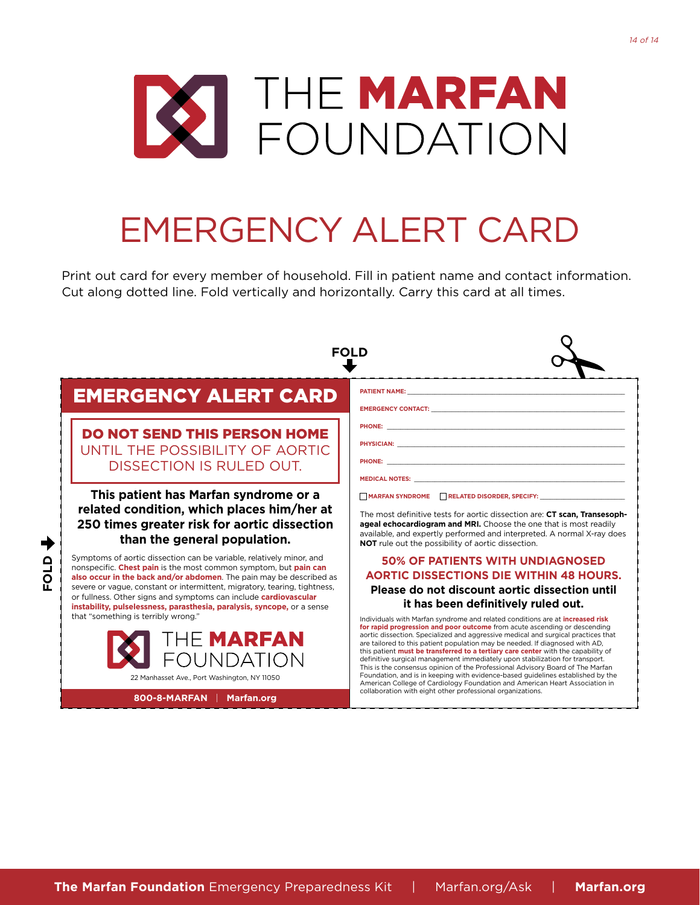# THE MARFAN FOUNDATION

## EMERGENCY ALERT CARD

Print out card for every member of household. Fill in patient name and contact information. Cut along dotted line. Fold vertically and horizontally. Carry this card at all times.

FOLD

### EMERGENCY ALERT CARD

**DO NOT SEND THIS PERSON HOME**
UNTIL THE POSSIBILITY OF AORTIC DISSECTION IS RULED OUT.

**This patient has Marfan syndrome or a related condition, which places him/her at 250 times greater risk for aortic dissection than the general population.**

Symptoms of aortic dissection can be variable, relatively minor, and nonspecific. **Chest pain** is the most common symptom, but **pain can also occur in the back and/or abdomen**. The pain may be described as severe or vague, constant or intermittent, migratory, tearing, tightness, or fullness. Other signs and symptoms can include **cardiovascular instability, pulselessness, parasthesia, paralysis, syncope,** or a sense that "something is terribly wrong."

THE MARFAN FOUNDATION

22 Manhasset Ave., Port Washington, NY 11050

**800-8-MARFAN** | **Marfan.org**

FOLD

**PATIENT NAME:** ______________________

**EMERGENCY CONTACT:** ______________________

**PHONE:** ______________________

**PHYSICIAN:** ______________________

**PHONE:** ______________________

**MEDICAL NOTES:** ______________________

☐ **MARFAN SYNDROME** ☐ **RELATED DISORDER, SPECIFY:** ______________________

The most definitive tests for aortic dissection are: **CT scan, Transesophageal echocardiogram and MRI.** Choose the one that is most readily available, and expertly performed and interpreted. A normal X-ray does **NOT** rule out the possibility of aortic dissection.

**50% OF PATIENTS WITH UNDIAGNOSED AORTIC DISSECTIONS DIE WITHIN 48 HOURS.**

**Please do not discount aortic dissection until it has been definitively ruled out.**

Individuals with Marfan syndrome and related conditions are at **increased risk for rapid progression and poor outcome** from acute ascending or descending aortic dissection. Specialized and aggressive medical and surgical practices that are tailored to this patient population may be needed. If diagnosed with AD, this patient **must be transferred to a tertiary care center** with the capability of definitive surgical management immediately upon stabilization for transport. This is the consensus opinion of the Professional Advisory Board of The Marfan Foundation, and is in keeping with evidence-based guidelines established by the American College of Cardiology Foundation and American Heart Association in collaboration with eight other professional organizations.